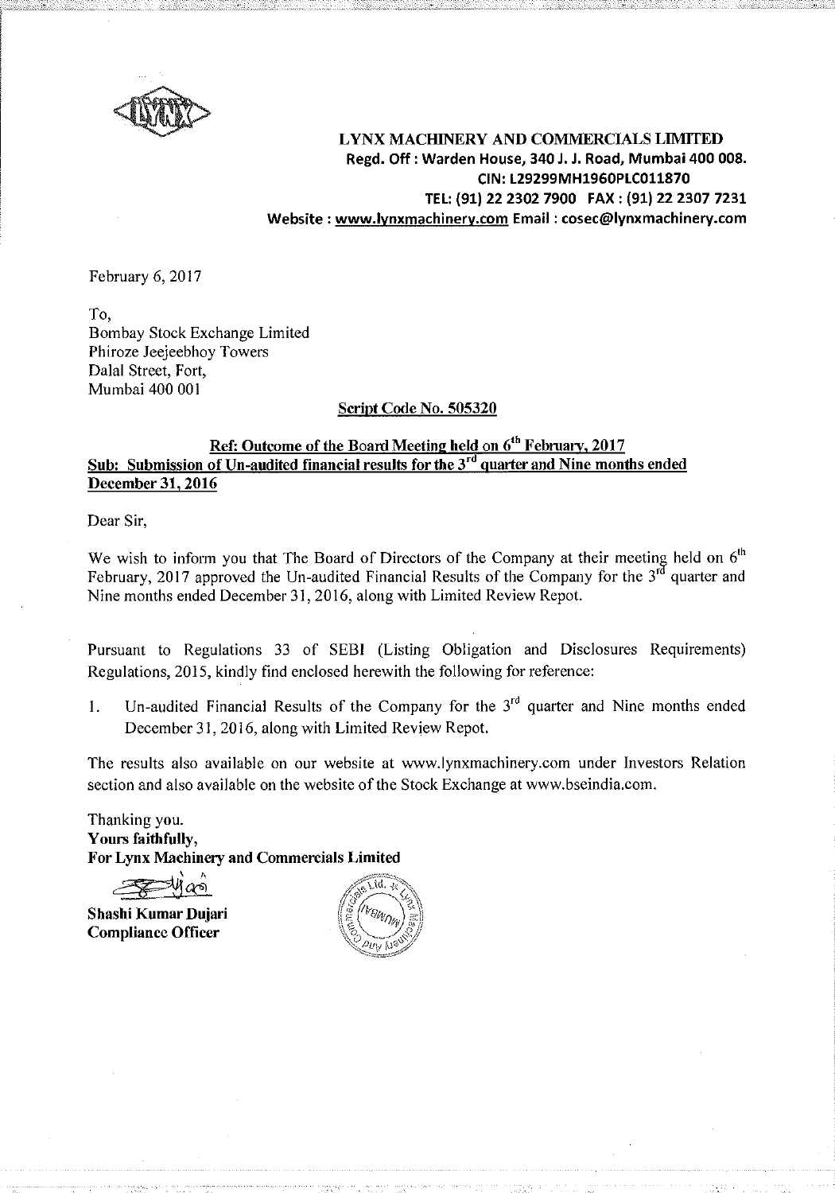**LYNX MACHINERY AND COMMERCIALS LIMITED**
**Regd. Off : Warden House, 340 J. J. Road, Mumbai 400 008.**
**CIN: L29299MH1960PLC011870**
**TEL: (91) 22 2302 7900 FAX : (91) 22 2307 7231**
**Website : www.lynxmachinery.com Email : cosec@lynxmachinery.com**

February 6, 2017

To,
Bombay Stock Exchange Limited
Phiroze Jeejeebhoy Towers
Dalal Street, Fort,
Mumbai 400 001

**Script Code No. 505320**

**Ref: Outcome of the Board Meeting held on 6th February, 2017**
**Sub: Submission of Un-audited financial results for the 3rd quarter and Nine months ended December 31, 2016**

Dear Sir,

We wish to inform you that The Board of Directors of the Company at their meeting held on 6th February, 2017 approved the Un-audited Financial Results of the Company for the 3rd quarter and Nine months ended December 31, 2016, along with Limited Review Repot.

Pursuant to Regulations 33 of SEBI (Listing Obligation and Disclosures Requirements) Regulations, 2015, kindly find enclosed herewith the following for reference:

1. Un-audited Financial Results of the Company for the 3rd quarter and Nine months ended December 31, 2016, along with Limited Review Repot.

The results also available on our website at www.lynxmachinery.com under Investors Relation section and also available on the website of the Stock Exchange at www.bseindia.com.

Thanking you.
**Yours faithfully,**
**For Lynx Machinery and Commercials Limited**

**Shashi Kumar Dujari**
**Compliance Officer**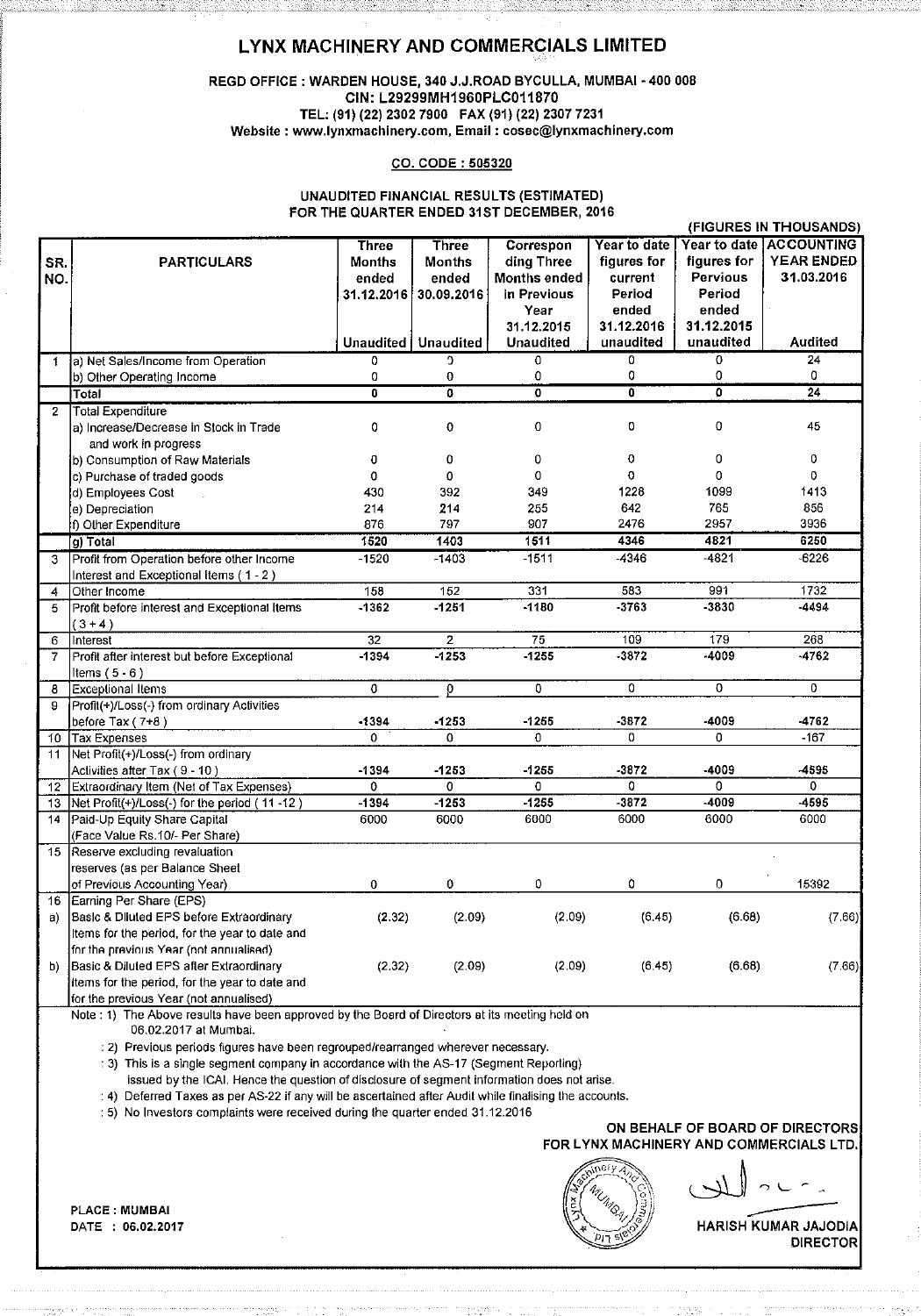# LYNX MACHINERY AND COMMERCIALS LIMITED

**REGD OFFICE : WARDEN HOUSE, 340 J.J.ROAD BYCULLA, MUMBAI - 400 008**
**CIN: L29299MH1960PLC011870**
**TEL: (91) (22) 2302 7900 FAX (91) (22) 2307 7231**
**Website : www.lynxmachinery.com, Email : cosec@lynxmachinery.com**

**CO. CODE : 505320**

**UNAUDITED FINANCIAL RESULTS (ESTIMATED)**
**FOR THE QUARTER ENDED 31ST DECEMBER, 2016**

**(FIGURES IN THOUSANDS)**

| SR. NO. | PARTICULARS | Three Months ended 31.12.2016 Unaudited | Three Months ended 30.09.2016 Unaudited | Corresponding Three Months ended in Previous Year 31.12.2015 Unaudited | Year to date figures for current Period ended 31.12.2016 unaudited | Year to date figures for Pervious Period ended 31.12.2015 unaudited | ACCOUNTING YEAR ENDED 31.03.2016 Audited |
|---|---|---|---|---|---|---|---|
| 1 | a) Net Sales/Income from Operation | 0 | 0 | 0 | 0 | 0 | 24 |
| | b) Other Operating Income | 0 | 0 | 0 | 0 | 0 | 0 |
| | Total | 0 | 0 | 0 | 0 | 0 | 24 |
| 2 | Total Expenditure | | | | | | |
| | a) Increase/Decrease in Stock in Trade and work in progress | 0 | 0 | 0 | 0 | 0 | 45 |
| | b) Consumption of Raw Materials | 0 | 0 | 0 | 0 | 0 | 0 |
| | c) Purchase of traded goods | 0 | 0 | 0 | 0 | 0 | 0 |
| | d) Employees Cost | 430 | 392 | 349 | 1228 | 1099 | 1413 |
| | e) Depreciation | 214 | 214 | 255 | 642 | 765 | 856 |
| | f) Other Expenditure | 876 | 797 | 907 | 2476 | 2957 | 3936 |
| | g) Total | 1520 | 1403 | 1511 | 4346 | 4821 | 6250 |
| 3 | Profit from Operation before other Income Interest and Exceptional Items ( 1 - 2 ) | -1520 | -1403 | -1511 | -4346 | -4821 | -6226 |
| 4 | Other Income | 158 | 152 | 331 | 583 | 991 | 1732 |
| 5 | Profit before interest and Exceptional Items ( 3 + 4 ) | -1362 | -1251 | -1180 | -3763 | -3830 | -4494 |
| 6 | Interest | 32 | 2 | 75 | 109 | 179 | 268 |
| 7 | Profit after interest but before Exceptional Items ( 5 - 6 ) | -1394 | -1253 | -1255 | -3872 | -4009 | -4762 |
| 8 | Exceptional Items | 0 | 0 | 0 | 0 | 0 | 0 |
| 9 | Profit(+)/Loss(-) from ordinary Activities before Tax ( 7+8 ) | -1394 | -1253 | -1255 | -3872 | -4009 | -4762 |
| 10 | Tax Expenses | 0 | 0 | 0 | 0 | 0 | -167 |
| 11 | Net Profit(+)/Loss(-) from ordinary Activities after Tax ( 9 - 10 ) | -1394 | -1253 | -1255 | -3872 | -4009 | -4595 |
| 12 | Extraordinary Item (Net of Tax Expenses) | 0 | 0 | 0 | 0 | 0 | 0 |
| 13 | Net Profit(+)/Loss(-) for the period ( 11 -12 ) | -1394 | -1253 | -1255 | -3872 | -4009 | -4595 |
| 14 | Paid-Up Equity Share Capital (Face Value Rs.10/- Per Share) | 6000 | 6000 | 6000 | 6000 | 6000 | 6000 |
| 15 | Reserve excluding revaluation reserves (as per Balance Sheet of Previous Accounting Year) | 0 | 0 | 0 | 0 | 0 | 15392 |
| 16 | Earning Per Share (EPS) | | | | | | |
| a) | Basic & Diluted EPS before Extraordinary items for the period, for the year to date and for the previous Year (not annualised) | (2.32) | (2.09) | (2.09) | (6.45) | (6.68) | (7.66) |
| b) | Basic & Diluted EPS after Extraordinary items for the period, for the year to date and for the previous Year (not annualised) | (2.32) | (2.09) | (2.09) | (6.45) | (6.68) | (7.66) |

Note : 1) The Above results have been approved by the Board of Directors at its meeting held on 06.02.2017 at Mumbai.

: 2) Previous periods figures have been regrouped/rearranged wherever necessary.

: 3) This is a single segment company in accordance with the AS-17 (Segment Reporting) issued by the ICAI. Hence the question of disclosure of segment information does not arise.

: 4) Deferred Taxes as per AS-22 if any will be ascertained after Audit while finalising the accounts.

: 5) No Investors complaints were received during the quarter ended 31.12.2016

**ON BEHALF OF BOARD OF DIRECTORS**
**FOR LYNX MACHINERY AND COMMERCIALS LTD.**

**PLACE : MUMBAI**
**DATE : 06.02.2017**

**HARISH KUMAR JAJODIA**
**DIRECTOR**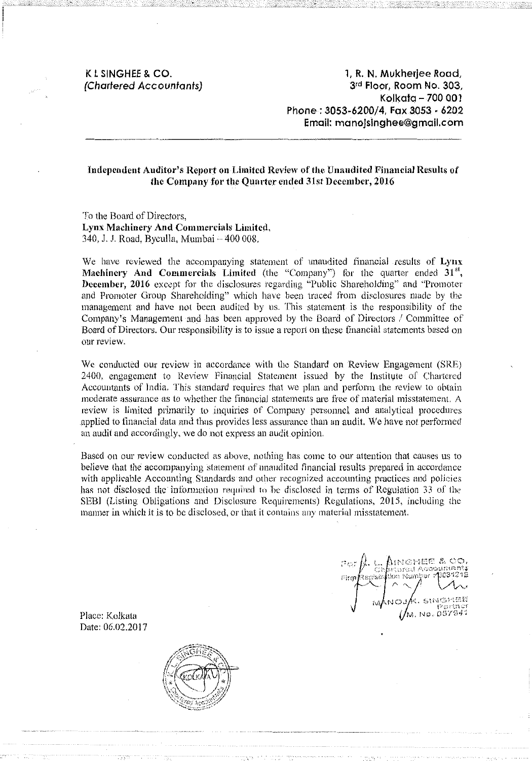K L SINGHEE & CO.
*(Chartered Accountants)*

1, R. N. Mukherjee Road,
3rd Floor, Room No. 303,
Kolkata – 700 001
Phone : 3053-6200/4, Fax 3053 - 6202
Email: manojsinghee@gmail.com

---

**Independent Auditor's Report on Limited Review of the Unaudited Financial Results of the Company for the Quarter ended 31st December, 2016**

To the Board of Directors,
**Lynx Machinery And Commercials Limited**,
340, J. J. Road, Byculla, Mumbai – 400 008.

We have reviewed the accompanying statement of unaudited financial results of **Lynx Machinery And Commercials Limited** (the "Company") for the quarter ended **31st, December, 2016** except for the disclosures regarding "Public Shareholding" and "Promoter and Promoter Group Shareholding" which have been traced from disclosures made by the management and have not been audited by us. This statement is the responsibility of the Company's Management and has been approved by the Board of Directors / Committee of Board of Directors. Our responsibility is to issue a report on these financial statements based on our review.

We conducted our review in accordance with the Standard on Review Engagement (SRE) 2400, engagement to Review Financial Statement issued by the Institute of Chartered Accountants of India. This standard requires that we plan and perform the review to obtain moderate assurance as to whether the financial statements are free of material misstatement. A review is limited primarily to inquiries of Company personnel and analytical procedures applied to financial data and thus provides less assurance than an audit. We have not performed an audit and accordingly, we do not express an audit opinion.

Based on our review conducted as above, nothing has come to our attention that causes us to believe that the accompanying statement of unaudited financial results prepared in accordance with applicable Accounting Standards and other recognized accounting practices and policies has not disclosed the information required to be disclosed in terms of Regulation 33 of the SEBI (Listing Obligations and Disclosure Requirements) Regulations, 2015, including the manner in which it is to be disclosed, or that it contains any material misstatement.

For K. L. SINGHEE & CO.
Chartered Accountants
Firm Registration Number 325121E

MANOJ K. SINGHEE
Partner
M. No. 057941

Place: Kolkata
Date: 06.02.2017